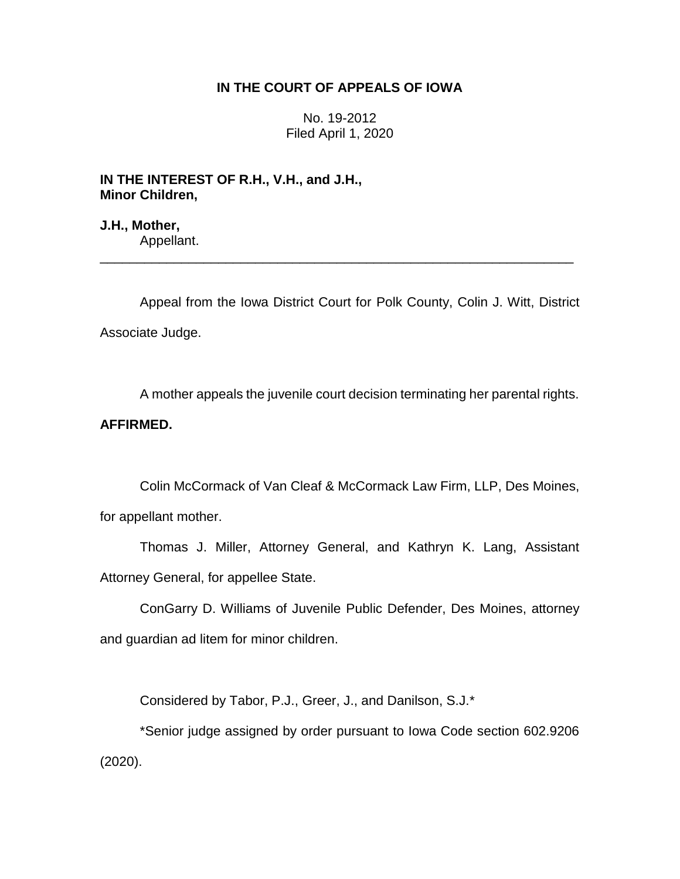# IN THE COURT OF APPEALS OF IOWA

No. 19-2012
Filed April 1, 2020

**IN THE INTEREST OF R.H., V.H., and J.H., Minor Children,**

**J.H., Mother,**
Appellant.

---

Appeal from the Iowa District Court for Polk County, Colin J. Witt, District Associate Judge.

A mother appeals the juvenile court decision terminating her parental rights.

**AFFIRMED.**

Colin McCormack of Van Cleaf & McCormack Law Firm, LLP, Des Moines, for appellant mother.

Thomas J. Miller, Attorney General, and Kathryn K. Lang, Assistant Attorney General, for appellee State.

ConGarry D. Williams of Juvenile Public Defender, Des Moines, attorney and guardian ad litem for minor children.

Considered by Tabor, P.J., Greer, J., and Danilson, S.J.*

*Senior judge assigned by order pursuant to Iowa Code section 602.9206 (2020).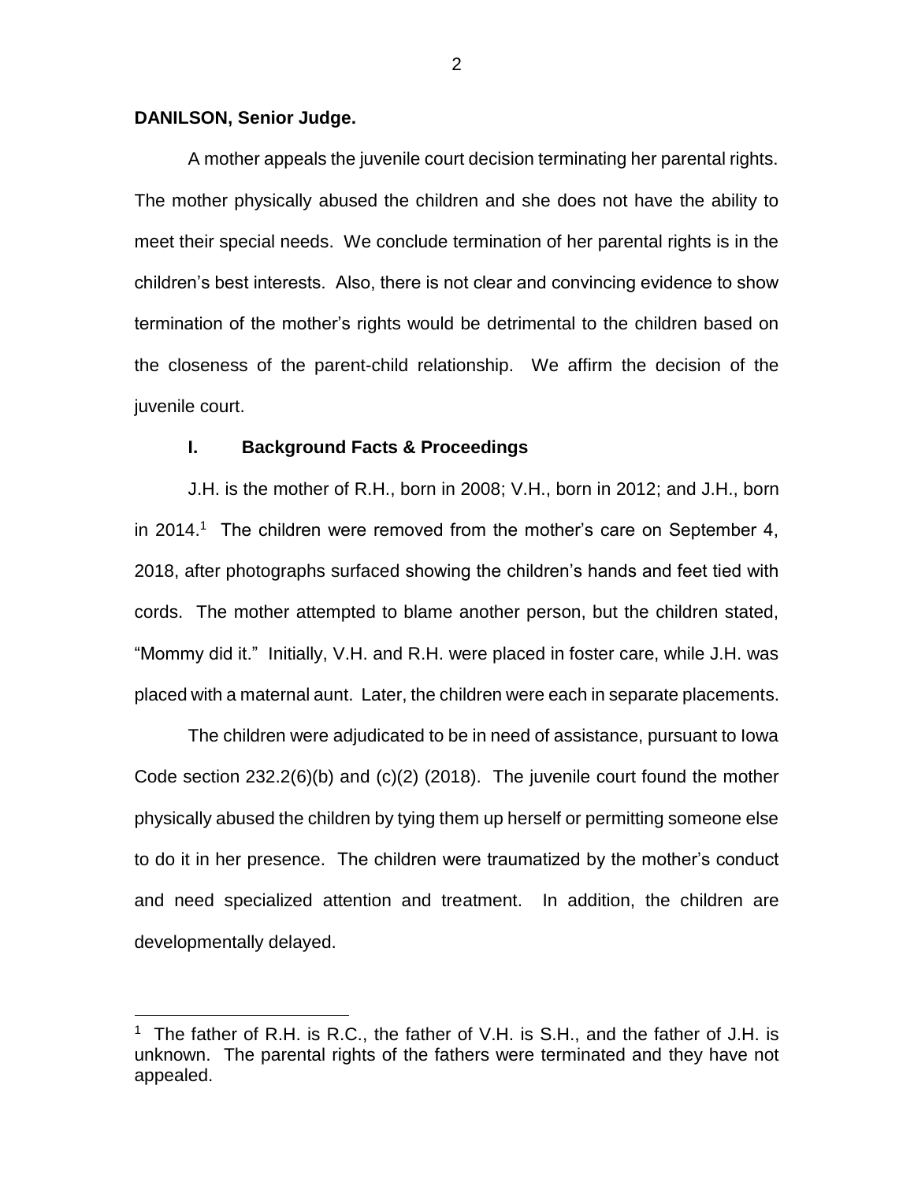**DANILSON, Senior Judge.**

A mother appeals the juvenile court decision terminating her parental rights. The mother physically abused the children and she does not have the ability to meet their special needs. We conclude termination of her parental rights is in the children's best interests. Also, there is not clear and convincing evidence to show termination of the mother's rights would be detrimental to the children based on the closeness of the parent-child relationship. We affirm the decision of the juvenile court.

## I. Background Facts & Proceedings

J.H. is the mother of R.H., born in 2008; V.H., born in 2012; and J.H., born in 2014.[1] The children were removed from the mother's care on September 4, 2018, after photographs surfaced showing the children's hands and feet tied with cords. The mother attempted to blame another person, but the children stated, "Mommy did it." Initially, V.H. and R.H. were placed in foster care, while J.H. was placed with a maternal aunt. Later, the children were each in separate placements.

The children were adjudicated to be in need of assistance, pursuant to Iowa Code section 232.2(6)(b) and (c)(2) (2018). The juvenile court found the mother physically abused the children by tying them up herself or permitting someone else to do it in her presence. The children were traumatized by the mother's conduct and need specialized attention and treatment. In addition, the children are developmentally delayed.

---

[1] The father of R.H. is R.C., the father of V.H. is S.H., and the father of J.H. is unknown. The parental rights of the fathers were terminated and they have not appealed.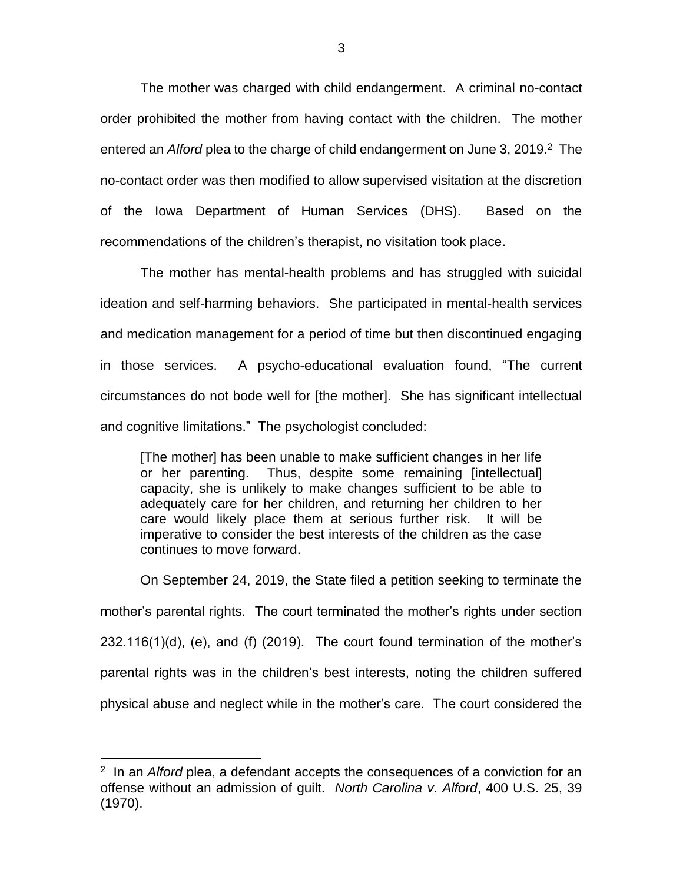The mother was charged with child endangerment. A criminal no-contact order prohibited the mother from having contact with the children. The mother entered an *Alford* plea to the charge of child endangerment on June 3, 2019.[2] The no-contact order was then modified to allow supervised visitation at the discretion of the Iowa Department of Human Services (DHS). Based on the recommendations of the children's therapist, no visitation took place.

The mother has mental-health problems and has struggled with suicidal ideation and self-harming behaviors. She participated in mental-health services and medication management for a period of time but then discontinued engaging in those services. A psycho-educational evaluation found, "The current circumstances do not bode well for [the mother]. She has significant intellectual and cognitive limitations." The psychologist concluded:

> [The mother] has been unable to make sufficient changes in her life or her parenting. Thus, despite some remaining [intellectual] capacity, she is unlikely to make changes sufficient to be able to adequately care for her children, and returning her children to her care would likely place them at serious further risk. It will be imperative to consider the best interests of the children as the case continues to move forward.

On September 24, 2019, the State filed a petition seeking to terminate the mother's parental rights. The court terminated the mother's rights under section 232.116(1)(d), (e), and (f) (2019). The court found termination of the mother's parental rights was in the children's best interests, noting the children suffered physical abuse and neglect while in the mother's care. The court considered the

---

[2] In an *Alford* plea, a defendant accepts the consequences of a conviction for an offense without an admission of guilt. *North Carolina v. Alford*, 400 U.S. 25, 39 (1970).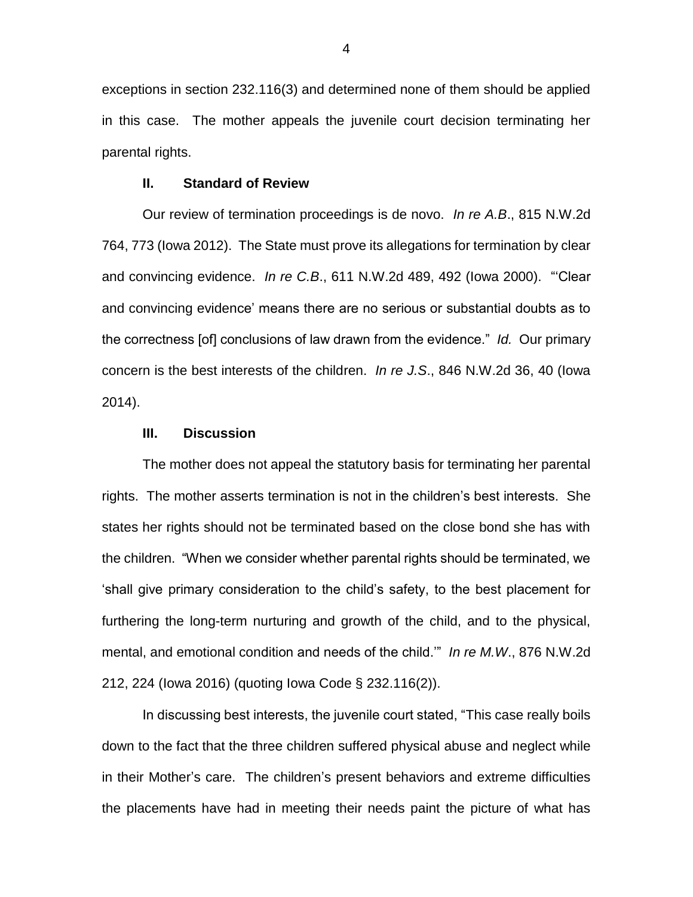exceptions in section 232.116(3) and determined none of them should be applied in this case. The mother appeals the juvenile court decision terminating her parental rights.

## II. Standard of Review

Our review of termination proceedings is de novo. *In re A.B*., 815 N.W.2d 764, 773 (Iowa 2012). The State must prove its allegations for termination by clear and convincing evidence. *In re C.B*., 611 N.W.2d 489, 492 (Iowa 2000). "'Clear and convincing evidence' means there are no serious or substantial doubts as to the correctness [of] conclusions of law drawn from the evidence." *Id.* Our primary concern is the best interests of the children. *In re J.S*., 846 N.W.2d 36, 40 (Iowa 2014).

## III. Discussion

The mother does not appeal the statutory basis for terminating her parental rights. The mother asserts termination is not in the children's best interests. She states her rights should not be terminated based on the close bond she has with the children. "When we consider whether parental rights should be terminated, we 'shall give primary consideration to the child's safety, to the best placement for furthering the long-term nurturing and growth of the child, and to the physical, mental, and emotional condition and needs of the child.'" *In re M.W*., 876 N.W.2d 212, 224 (Iowa 2016) (quoting Iowa Code § 232.116(2)).

In discussing best interests, the juvenile court stated, "This case really boils down to the fact that the three children suffered physical abuse and neglect while in their Mother's care. The children's present behaviors and extreme difficulties the placements have had in meeting their needs paint the picture of what has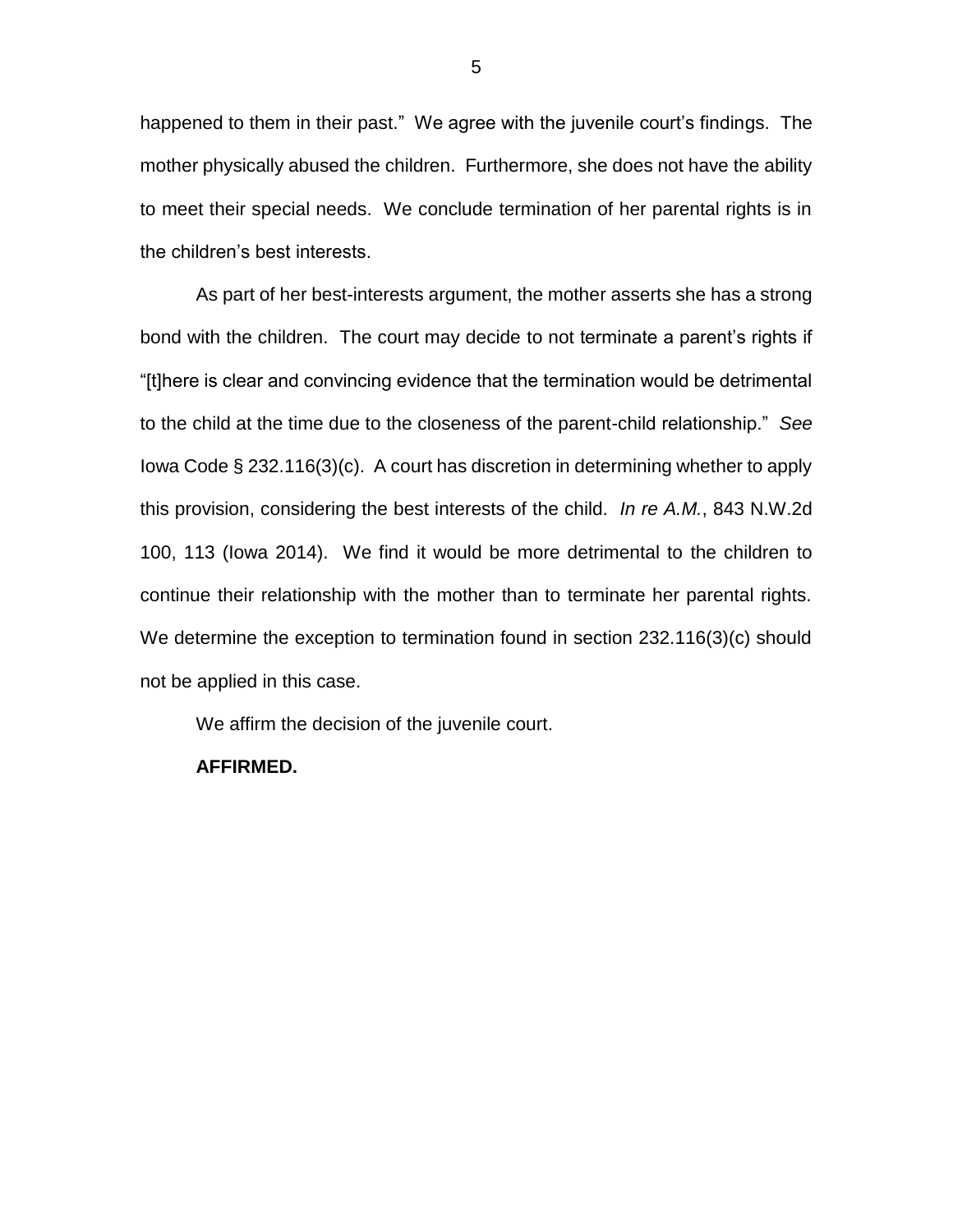happened to them in their past." We agree with the juvenile court's findings. The mother physically abused the children. Furthermore, she does not have the ability to meet their special needs. We conclude termination of her parental rights is in the children's best interests.

As part of her best-interests argument, the mother asserts she has a strong bond with the children. The court may decide to not terminate a parent's rights if "[t]here is clear and convincing evidence that the termination would be detrimental to the child at the time due to the closeness of the parent-child relationship." *See* Iowa Code § 232.116(3)(c). A court has discretion in determining whether to apply this provision, considering the best interests of the child. *In re A.M.*, 843 N.W.2d 100, 113 (Iowa 2014). We find it would be more detrimental to the children to continue their relationship with the mother than to terminate her parental rights. We determine the exception to termination found in section 232.116(3)(c) should not be applied in this case.

We affirm the decision of the juvenile court.

**AFFIRMED.**